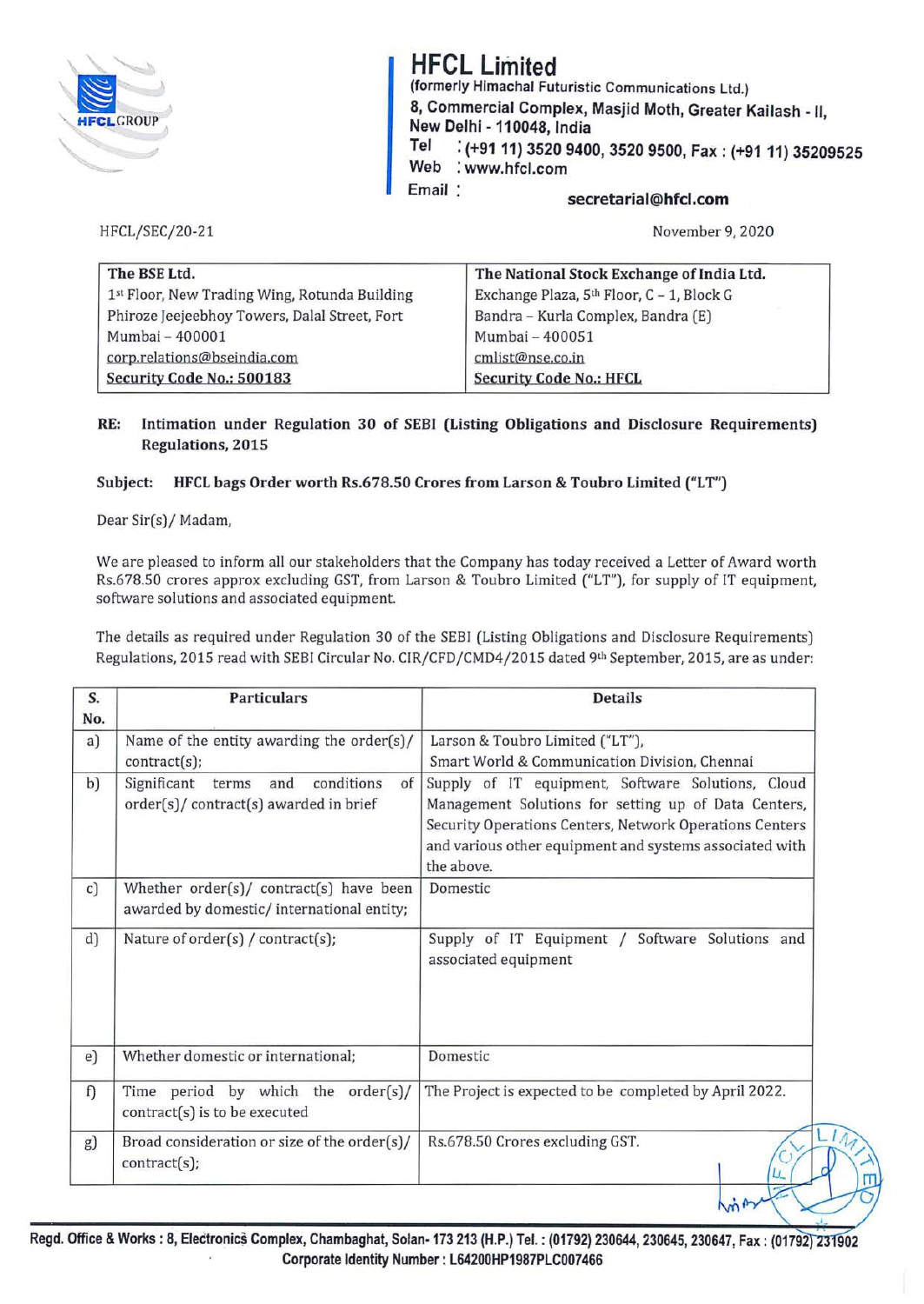# HFCL Limited

**(formerly Himachal Futuristic Communications Ltd.)**
**8, Commercial Complex, Masjid Moth, Greater Kailash - II, New Delhi - 110048, India**
**Tel : (+91 11) 3520 9400, 3520 9500, Fax : (+91 11) 35209525**
**Web : www.hfcl.com**
**Email : secretarial@hfcl.com**

HFCL/SEC/20-21

November 9, 2020

| **The BSE Ltd.** | **The National Stock Exchange of India Ltd.** |
|---|---|
| 1st Floor, New Trading Wing, Rotunda Building | Exchange Plaza, 5th Floor, C – 1, Block G |
| Phiroze Jeejeebhoy Towers, Dalal Street, Fort | Bandra – Kurla Complex, Bandra (E) |
| Mumbai – 400001 | Mumbai – 400051 |
| corp.relations@bseindia.com | cmlist@nse.co.in |
| **Security Code No.: 500183** | **Security Code No.: HFCL** |

**RE: Intimation under Regulation 30 of SEBI (Listing Obligations and Disclosure Requirements) Regulations, 2015**

**Subject: HFCL bags Order worth Rs.678.50 Crores from Larson & Toubro Limited ("LT")**

Dear Sir(s)/ Madam,

We are pleased to inform all our stakeholders that the Company has today received a Letter of Award worth Rs.678.50 crores approx excluding GST, from Larson & Toubro Limited ("LT"), for supply of IT equipment, software solutions and associated equipment.

The details as required under Regulation 30 of the SEBI (Listing Obligations and Disclosure Requirements) Regulations, 2015 read with SEBI Circular No. CIR/CFD/CMD4/2015 dated 9th September, 2015, are as under:

| S. No. | Particulars | Details |
|---|---|---|
| a) | Name of the entity awarding the order(s)/ contract(s); | Larson & Toubro Limited ("LT"), Smart World & Communication Division, Chennai |
| b) | Significant terms and conditions of order(s)/ contract(s) awarded in brief | Supply of IT equipment, Software Solutions, Cloud Management Solutions for setting up of Data Centers, Security Operations Centers, Network Operations Centers and various other equipment and systems associated with the above. |
| c) | Whether order(s)/ contract(s) have been awarded by domestic/ international entity; | Domestic |
| d) | Nature of order(s) / contract(s); | Supply of IT Equipment / Software Solutions and associated equipment |
| e) | Whether domestic or international; | Domestic |
| f) | Time period by which the order(s)/ contract(s) is to be executed | The Project is expected to be completed by April 2022. |
| g) | Broad consideration or size of the order(s)/ contract(s); | Rs.678.50 Crores excluding GST. |

**Regd. Office & Works : 8, Electronics Complex, Chambaghat, Solan- 173 213 (H.P.) Tel. : (01792) 230644, 230645, 230647, Fax : (01792) 231902**
**Corporate Identity Number : L64200HP1987PLC007466**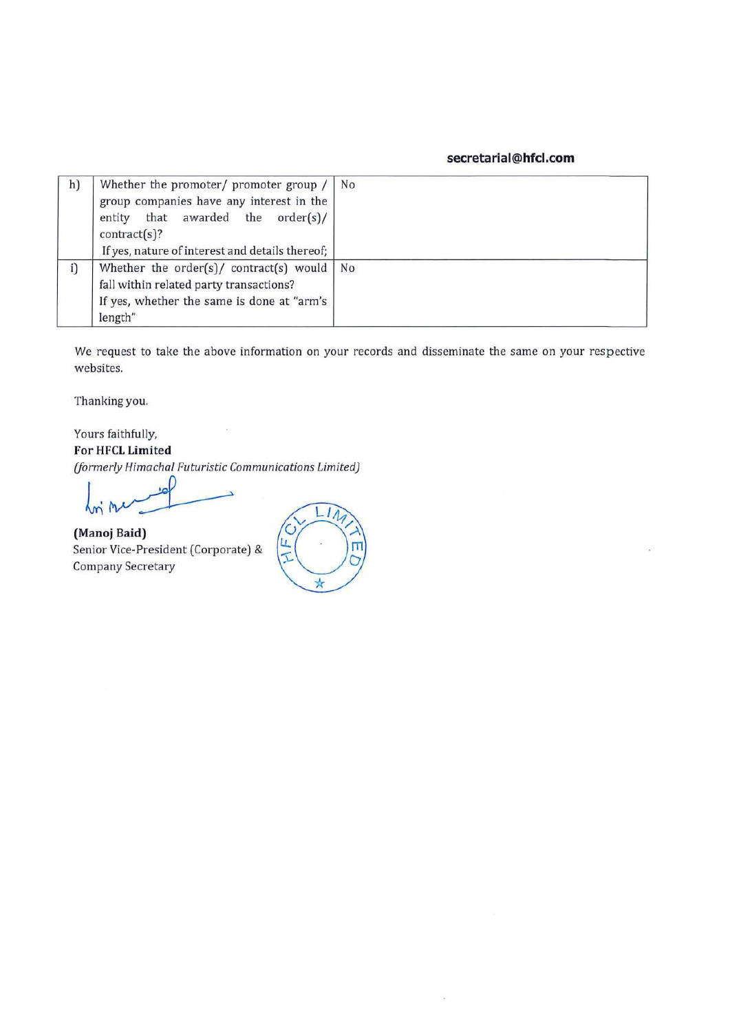secretarial@hfcl.com

| | | |
|---|---|---|
| h) | Whether the promoter/ promoter group / group companies have any interest in the entity that awarded the order(s)/ contract(s)?<br>If yes, nature of interest and details thereof; | No |
| i) | Whether the order(s)/ contract(s) would fall within related party transactions?<br>If yes, whether the same is done at "arm's length" | No |

We request to take the above information on your records and disseminate the same on your respective websites.

Thanking you.

Yours faithfully,
**For HFCL Limited**
*(formerly Himachal Futuristic Communications Limited)*

**(Manoj Baid)**
Senior Vice-President (Corporate) &
Company Secretary